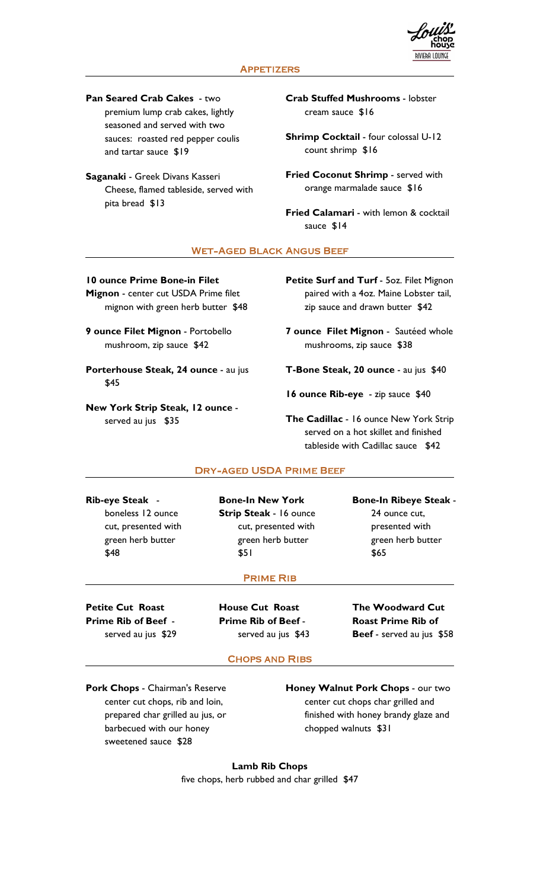Louis' chop house RIVIERA LOUNGE

## Appetizers

**Pan Seared Crab Cakes** - two premium lump crab cakes, lightly seasoned and served with two sauces: roasted red pepper coulis and tartar sauce $19

**Saganaki** - Greek Divans Kasseri Cheese, flamed tableside, served with pita bread $13

**Crab Stuffed Mushrooms** - lobster cream sauce $16

**Shrimp Cocktail** - four colossal U-12 count shrimp $16

**Fried Coconut Shrimp** - served with orange marmalade sauce $16

**Fried Calamari** - with lemon & cocktail sauce $14

## Wet-Aged Black Angus Beef

**10 ounce Prime Bone-in Filet Mignon** - center cut USDA Prime filet mignon with green herb butter $48

**9 ounce Filet Mignon** - Portobello mushroom, zip sauce $42

**Porterhouse Steak, 24 ounce** - au jus $45

**New York Strip Steak, 12 ounce** - served au jus $35

**Petite Surf and Turf** - 5oz. Filet Mignon paired with a 4oz. Maine Lobster tail, zip sauce and drawn butter $42

**7 ounce Filet Mignon** - Sautéed whole mushrooms, zip sauce $38

**T-Bone Steak, 20 ounce** - au jus $40

**16 ounce Rib-eye** - zip sauce $40

**The Cadillac** - 16 ounce New York Strip served on a hot skillet and finished tableside with Cadillac sauce $42

## Dry-aged USDA Prime Beef

**Rib-eye Steak** - boneless 12 ounce cut, presented with green herb butter $48

**Bone-In New York Strip Steak** - 16 ounce cut, presented with green herb butter $51

**Bone-In Ribeye Steak** - 24 ounce cut, presented with green herb butter $65

## Prime Rib

**Petite Cut Roast Prime Rib of Beef** - served au jus $29

**House Cut Roast Prime Rib of Beef** - served au jus $43

**The Woodward Cut Roast Prime Rib of Beef** - served au jus $58

## Chops and Ribs

**Pork Chops** - Chairman's Reserve center cut chops, rib and loin, prepared char grilled au jus, or barbecued with our honey sweetened sauce $28

**Honey Walnut Pork Chops** - our two center cut chops char grilled and finished with honey brandy glaze and chopped walnuts $31

**Lamb Rib Chops**
five chops, herb rubbed and char grilled $47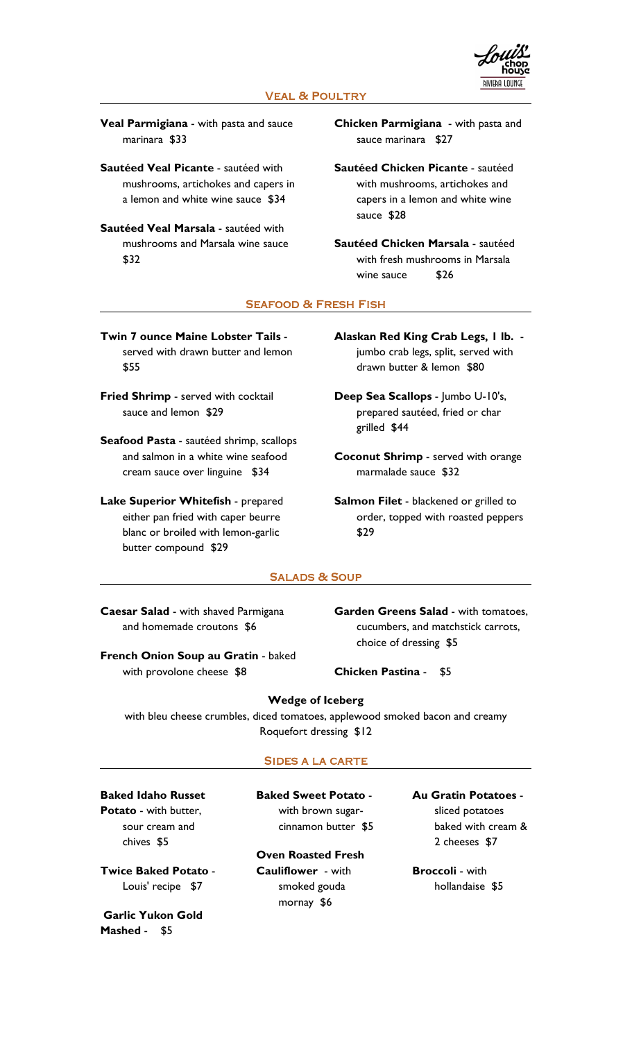Louis' chop house
RIVIERA LOUNGE

## Veal & Poultry

**Veal Parmigiana** - with pasta and sauce marinara $33

**Sautéed Veal Picante** - sautéed with mushrooms, artichokes and capers in a lemon and white wine sauce $34

**Sautéed Veal Marsala** - sautéed with mushrooms and Marsala wine sauce $32

**Chicken Parmigiana** - with pasta and sauce marinara $27

**Sautéed Chicken Picante** - sautéed with mushrooms, artichokes and capers in a lemon and white wine sauce $28

**Sautéed Chicken Marsala** - sautéed with fresh mushrooms in Marsala wine sauce $26

## Seafood & Fresh Fish

**Twin 7 ounce Maine Lobster Tails** - served with drawn butter and lemon $55

**Fried Shrimp** - served with cocktail sauce and lemon $29

**Seafood Pasta** - sautéed shrimp, scallops and salmon in a white wine seafood cream sauce over linguine $34

**Lake Superior Whitefish** - prepared either pan fried with caper beurre blanc or broiled with lemon-garlic butter compound $29

**Alaskan Red King Crab Legs, 1 lb.** - jumbo crab legs, split, served with drawn butter & lemon $80

**Deep Sea Scallops** - Jumbo U-10's, prepared sautéed, fried or char grilled $44

**Coconut Shrimp** - served with orange marmalade sauce $32

**Salmon Filet** - blackened or grilled to order, topped with roasted peppers $29

## Salads & Soup

**Caesar Salad** - with shaved Parmigana and homemade croutons $6

**French Onion Soup au Gratin** - baked with provolone cheese $8

**Garden Greens Salad** - with tomatoes, cucumbers, and matchstick carrots, choice of dressing $5

**Chicken Pastina** - $5

**Wedge of Iceberg**
with bleu cheese crumbles, diced tomatoes, applewood smoked bacon and creamy Roquefort dressing $12

## Sides a la carte

**Baked Idaho Russet Potato** - with butter, sour cream and chives $5

**Twice Baked Potato** - Louis' recipe $7

**Garlic Yukon Gold Mashed** - $5

**Baked Sweet Potato** - with brown sugar-cinnamon butter $5

**Oven Roasted Fresh Cauliflower** - with smoked gouda mornay $6

**Au Gratin Potatoes** - sliced potatoes baked with cream & 2 cheeses $7

**Broccoli** - with hollandaise $5